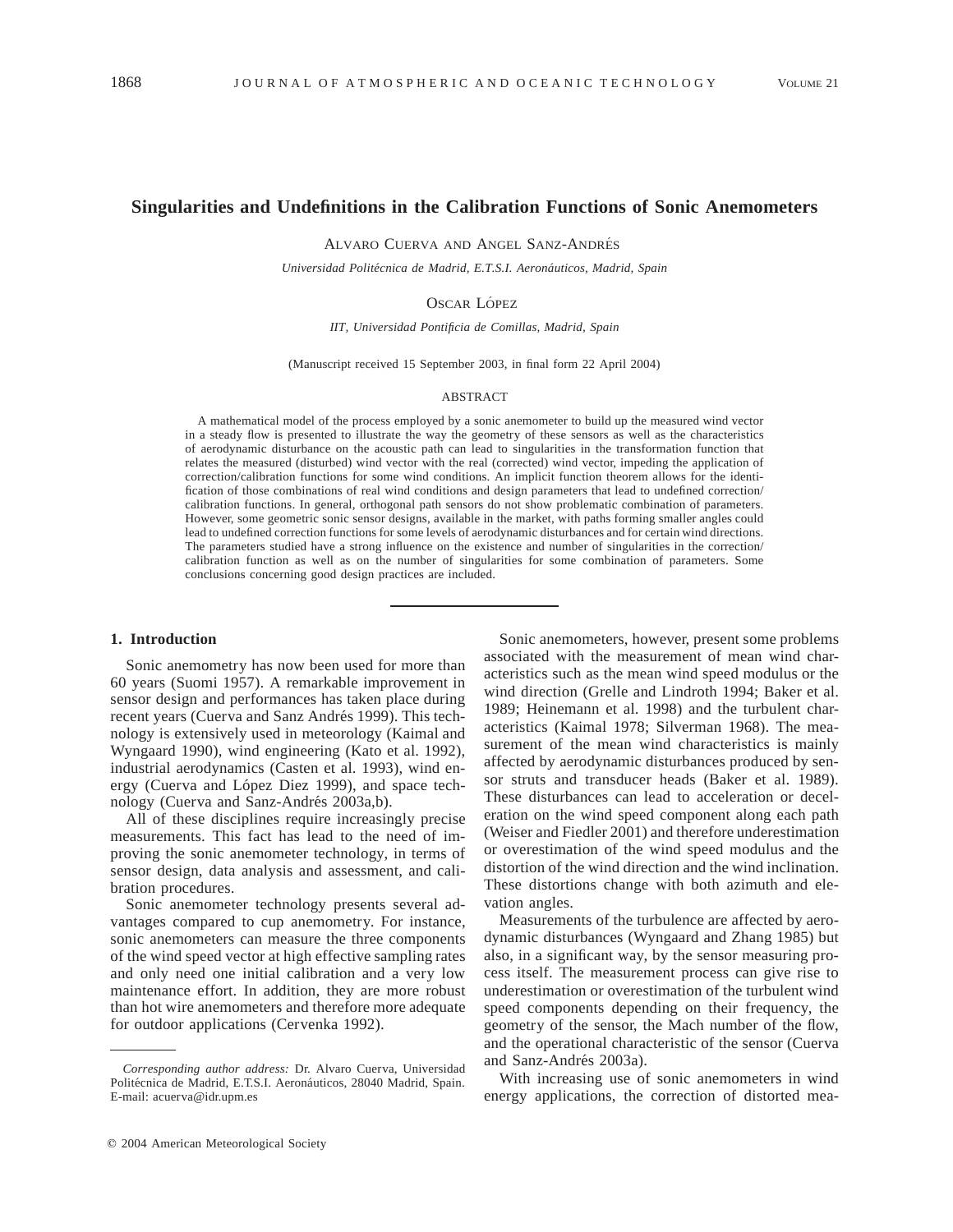# Singularities and Undefinitions in the Calibration Functions of Sonic Anemometers

ALVARO CUERVA AND ANGEL SANZ-ANDRÉS

*Universidad Politécnica de Madrid, E.T.S.I. Aeronáuticos, Madrid, Spain*

OSCAR LÓPEZ

*IIT, Universidad Pontificia de Comillas, Madrid, Spain*

(Manuscript received 15 September 2003, in final form 22 April 2004)

## ABSTRACT

A mathematical model of the process employed by a sonic anemometer to build up the measured wind vector in a steady flow is presented to illustrate the way the geometry of these sensors as well as the characteristics of aerodynamic disturbance on the acoustic path can lead to singularities in the transformation function that relates the measured (disturbed) wind vector with the real (corrected) wind vector, impeding the application of correction/calibration functions for some wind conditions. An implicit function theorem allows for the identification of those combinations of real wind conditions and design parameters that lead to undefined correction/calibration functions. In general, orthogonal path sensors do not show problematic combination of parameters. However, some geometric sonic sensor designs, available in the market, with paths forming smaller angles could lead to undefined correction functions for some levels of aerodynamic disturbances and for certain wind directions. The parameters studied have a strong influence on the existence and number of singularities in the correction/calibration function as well as on the number of singularities for some combination of parameters. Some conclusions concerning good design practices are included.

## 1. Introduction

Sonic anemometry has now been used for more than 60 years (Suomi 1957). A remarkable improvement in sensor design and performances has taken place during recent years (Cuerva and Sanz Andrés 1999). This technology is extensively used in meteorology (Kaimal and Wyngaard 1990), wind engineering (Kato et al. 1992), industrial aerodynamics (Casten et al. 1993), wind energy (Cuerva and López Diez 1999), and space technology (Cuerva and Sanz-Andrés 2003a,b).

All of these disciplines require increasingly precise measurements. This fact has lead to the need of improving the sonic anemometer technology, in terms of sensor design, data analysis and assessment, and calibration procedures.

Sonic anemometer technology presents several advantages compared to cup anemometry. For instance, sonic anemometers can measure the three components of the wind speed vector at high effective sampling rates and only need one initial calibration and a very low maintenance effort. In addition, they are more robust than hot wire anemometers and therefore more adequate for outdoor applications (Cervenka 1992).

Sonic anemometers, however, present some problems associated with the measurement of mean wind characteristics such as the mean wind speed modulus or the wind direction (Grelle and Lindroth 1994; Baker et al. 1989; Heinemann et al. 1998) and the turbulent characteristics (Kaimal 1978; Silverman 1968). The measurement of the mean wind characteristics is mainly affected by aerodynamic disturbances produced by sensor struts and transducer heads (Baker et al. 1989). These disturbances can lead to acceleration or deceleration on the wind speed component along each path (Weiser and Fiedler 2001) and therefore underestimation or overestimation of the wind speed modulus and the distortion of the wind direction and the wind inclination. These distortions change with both azimuth and elevation angles.

Measurements of the turbulence are affected by aerodynamic disturbances (Wyngaard and Zhang 1985) but also, in a significant way, by the sensor measuring process itself. The measurement process can give rise to underestimation or overestimation of the turbulent wind speed components depending on their frequency, the geometry of the sensor, the Mach number of the flow, and the operational characteristic of the sensor (Cuerva and Sanz-Andrés 2003a).

With increasing use of sonic anemometers in wind energy applications, the correction of distorted mea-

*Corresponding author address:* Dr. Alvaro Cuerva, Universidad Politécnica de Madrid, E.T.S.I. Aeronáuticos, 28040 Madrid, Spain. E-mail: acuerva@idr.upm.es

© 2004 American Meteorological Society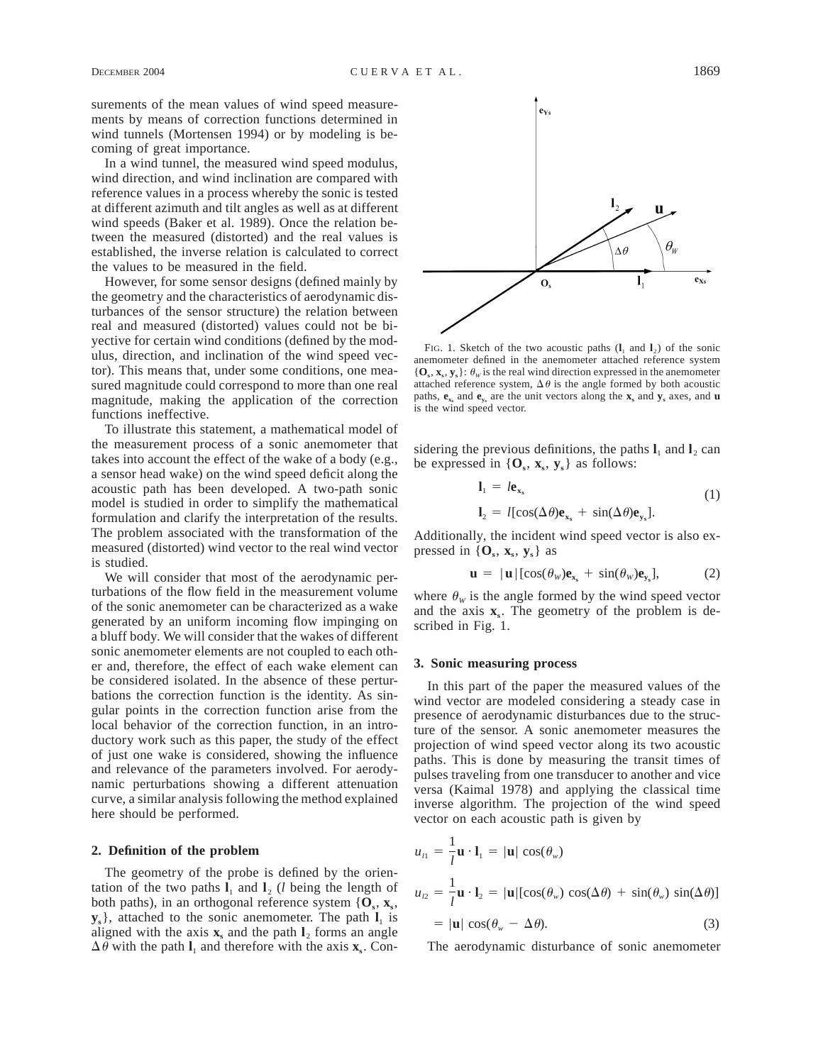surements of the mean values of wind speed measurements by means of correction functions determined in wind tunnels (Mortensen 1994) or by modeling is becoming of great importance.

In a wind tunnel, the measured wind speed modulus, wind direction, and wind inclination are compared with reference values in a process whereby the sonic is tested at different azimuth and tilt angles as well as at different wind speeds (Baker et al. 1989). Once the relation between the measured (distorted) and the real values is established, the inverse relation is calculated to correct the values to be measured in the field.

However, for some sensor designs (defined mainly by the geometry and the characteristics of aerodynamic disturbances of the sensor structure) the relation between real and measured (distorted) values could not be biyective for certain wind conditions (defined by the modulus, direction, and inclination of the wind speed vector). This means that, under some conditions, one measured magnitude could correspond to more than one real magnitude, making the application of the correction functions ineffective.

To illustrate this statement, a mathematical model of the measurement process of a sonic anemometer that takes into account the effect of the wake of a body (e.g., a sensor head wake) on the wind speed deficit along the acoustic path has been developed. A two-path sonic model is studied in order to simplify the mathematical formulation and clarify the interpretation of the results. The problem associated with the transformation of the measured (distorted) wind vector to the real wind vector is studied.

We will consider that most of the aerodynamic perturbations of the flow field in the measurement volume of the sonic anemometer can be characterized as a wake generated by an uniform incoming flow impinging on a bluff body. We will consider that the wakes of different sonic anemometer elements are not coupled to each other and, therefore, the effect of each wake element can be considered isolated. In the absence of these perturbations the correction function is the identity. As singular points in the correction function arise from the local behavior of the correction function, in an introductory work such as this paper, the study of the effect of just one wake is considered, showing the influence and relevance of the parameters involved. For aerodynamic perturbations showing a different attenuation curve, a similar analysis following the method explained here should be performed.

## 2. Definition of the problem

The geometry of the probe is defined by the orientation of the two paths $\mathbf{l}_1$ and $\mathbf{l}_2$ ($l$ being the length of both paths), in an orthogonal reference system $\{\mathbf{O}_s, \mathbf{x}_s, \mathbf{y}_s\}$, attached to the sonic anemometer. The path $\mathbf{l}_1$ is aligned with the axis $\mathbf{x}_s$ and the path $\mathbf{l}_2$ forms an angle $\Delta\theta$ with the path $\mathbf{l}_1$ and therefore with the axis $\mathbf{x}_s$. Considering the previous definitions, the paths $\mathbf{l}_1$ and $\mathbf{l}_2$ can be expressed in $\{\mathbf{O}_s, \mathbf{x}_s, \mathbf{y}_s\}$ as follows:

$$\mathbf{l}_1 = l\mathbf{e}_{\mathbf{x}_s}$$
$$\mathbf{l}_2 = l[\cos(\Delta\theta)\mathbf{e}_{\mathbf{x}_s} + \sin(\Delta\theta)\mathbf{e}_{\mathbf{y}_s}]. \tag{1}$$

Additionally, the incident wind speed vector is also expressed in $\{\mathbf{O}_s, \mathbf{x}_s, \mathbf{y}_s\}$ as

$$\mathbf{u} = |\mathbf{u}|[\cos(\theta_W)\mathbf{e}_{\mathbf{x}_s} + \sin(\theta_W)\mathbf{e}_{\mathbf{y}_s}], \tag{2}$$

where $\theta_W$ is the angle formed by the wind speed vector and the axis $\mathbf{x}_s$. The geometry of the problem is described in Fig. 1.

FIG. 1. Sketch of the two acoustic paths ($\mathbf{l}_1$ and $\mathbf{l}_2$) of the sonic anemometer defined in the anemometer attached reference system $\{\mathbf{O}_s, \mathbf{x}_s, \mathbf{y}_s\}$: $\theta_W$ is the real wind direction expressed in the anemometer attached reference system, $\Delta\theta$ is the angle formed by both acoustic paths, $\mathbf{e}_{\mathbf{x}_s}$ and $\mathbf{e}_{\mathbf{y}_s}$ are the unit vectors along the $\mathbf{x}_s$ and $\mathbf{y}_s$ axes, and $\mathbf{u}$ is the wind speed vector.

## 3. Sonic measuring process

In this part of the paper the measured values of the wind vector are modeled considering a steady case in presence of aerodynamic disturbances due to the structure of the sensor. A sonic anemometer measures the projection of wind speed vector along its two acoustic paths. This is done by measuring the transit times of pulses traveling from one transducer to another and vice versa (Kaimal 1978) and applying the classical time inverse algorithm. The projection of the wind speed vector on each acoustic path is given by

$$u_{l1} = \frac{1}{l}\mathbf{u}\cdot\mathbf{l}_1 = |\mathbf{u}|\cos(\theta_w)$$
$$u_{l2} = \frac{1}{l}\mathbf{u}\cdot\mathbf{l}_2 = |\mathbf{u}|[\cos(\theta_w)\cos(\Delta\theta) + \sin(\theta_w)\sin(\Delta\theta)]$$
$$= |\mathbf{u}|\cos(\theta_w - \Delta\theta). \tag{3}$$

The aerodynamic disturbance of sonic anemometer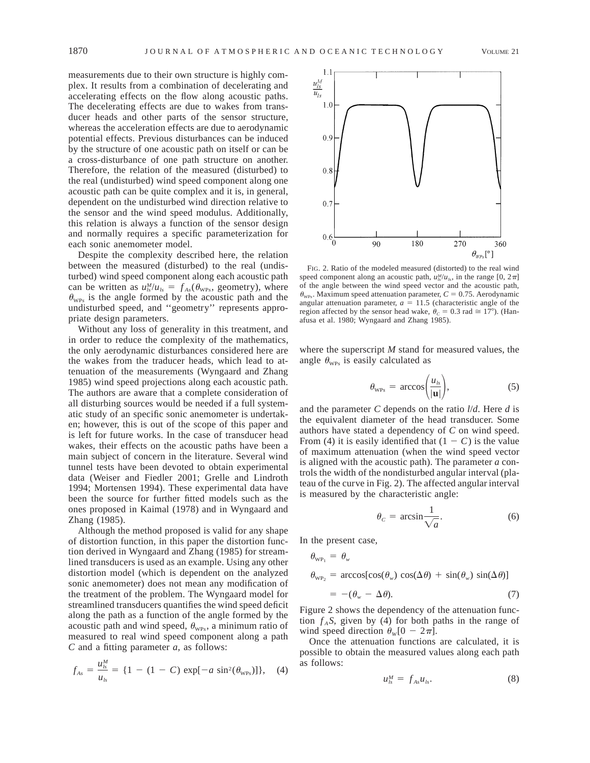measurements due to their own structure is highly complex. It results from a combination of decelerating and accelerating effects on the flow along acoustic paths. The decelerating effects are due to wakes from transducer heads and other parts of the sensor structure, whereas the acceleration effects are due to aerodynamic potential effects. Previous disturbances can be induced by the structure of one acoustic path on itself or can be a cross-disturbance of one path structure on another. Therefore, the relation of the measured (disturbed) to the real (undisturbed) wind speed component along one acoustic path can be quite complex and it is, in general, dependent on the undisturbed wind direction relative to the sensor and the wind speed modulus. Additionally, this relation is always a function of the sensor design and normally requires a specific parameterization for each sonic anemometer model.

Despite the complexity described here, the relation between the measured (disturbed) to the real (undisturbed) wind speed component along each acoustic path can be written as $u_{ls}^M/u_{ls} = f_{As}(\theta_{\text{WP}s}, \text{geometry})$, where $\theta_{\text{WP}s}$ is the angle formed by the acoustic path and the undisturbed speed, and ''geometry'' represents appropriate design parameters.

Without any loss of generality in this treatment, and in order to reduce the complexity of the mathematics, the only aerodynamic disturbances considered here are the wakes from the traducer heads, which lead to attenuation of the measurements (Wyngaard and Zhang 1985) wind speed projections along each acoustic path. The authors are aware that a complete consideration of all disturbing sources would be needed if a full systematic study of an specific sonic anemometer is undertaken; however, this is out of the scope of this paper and is left for future works. In the case of transducer head wakes, their effects on the acoustic paths have been a main subject of concern in the literature. Several wind tunnel tests have been devoted to obtain experimental data (Weiser and Fiedler 2001; Grelle and Lindroth 1994; Mortensen 1994). These experimental data have been the source for further fitted models such as the ones proposed in Kaimal (1978) and in Wyngaard and Zhang (1985).

Although the method proposed is valid for any shape of distortion function, in this paper the distortion function derived in Wyngaard and Zhang (1985) for streamlined transducers is used as an example. Using any other distortion model (which is dependent on the analyzed sonic anemometer) does not mean any modification of the treatment of the problem. The Wyngaard model for streamlined transducers quantifies the wind speed deficit along the path as a function of the angle formed by the acoustic path and wind speed, $\theta_{\text{WP}s}$, a minimum ratio of measured to real wind speed component along a path $C$ and a fitting parameter $a$, as follows:

$$f_{As} = \frac{u_{ls}^M}{u_{ls}} = \{1 - (1 - C)\exp[-a\sin^2(\theta_{\text{WP}s})]\}, \quad (4)$$

FIG. 2. Ratio of the modeled measured (distorted) to the real wind speed component along an acoustic path, $u_{ls}^M/u_{ls}$, in the range $[0, 2\pi]$ of the angle between the wind speed vector and the acoustic path, $\theta_{\text{WP}s}$. Maximum speed attenuation parameter, $C = 0.75$. Aerodynamic angular attenuation parameter, $a = 11.5$ (characteristic angle of the region affected by the sensor head wake, $\theta_C = 0.3$ rad $\cong 17°$). (Hanafusa et al. 1980; Wyngaard and Zhang 1985).

where the superscript $M$ stand for measured values, the angle $\theta_{\text{WP}s}$ is easily calculated as

$$\theta_{\text{WP}s} = \arccos\left(\frac{u_{ls}}{|\mathbf{u}|}\right), \quad (5)$$

and the parameter $C$ depends on the ratio $l/d$. Here $d$ is the equivalent diameter of the head transducer. Some authors have stated a dependency of $C$ on wind speed. From (4) it is easily identified that $(1 - C)$ is the value of maximum attenuation (when the wind speed vector is aligned with the acoustic path). The parameter $a$ controls the width of the nondisturbed angular interval (plateau of the curve in Fig. 2). The affected angular interval is measured by the characteristic angle:

$$\theta_C = \arcsin\frac{1}{\sqrt{a}}. \quad (6)$$

In the present case,

$$\begin{aligned}
\theta_{\text{WP}_1} &= \theta_w \\
\theta_{\text{WP}_2} &= \arccos[\cos(\theta_w)\cos(\Delta\theta) + \sin(\theta_w)\sin(\Delta\theta)] \\
&= -(\theta_w - \Delta\theta). \quad (7)
\end{aligned}$$

Figure 2 shows the dependency of the attenuation function $f_AS$, given by (4) for both paths in the range of wind speed direction $\theta_W[0 - 2\pi]$.

Once the attenuation functions are calculated, it is possible to obtain the measured values along each path as follows:

$$u_{ls}^M = f_{As}u_{ls}. \quad (8)$$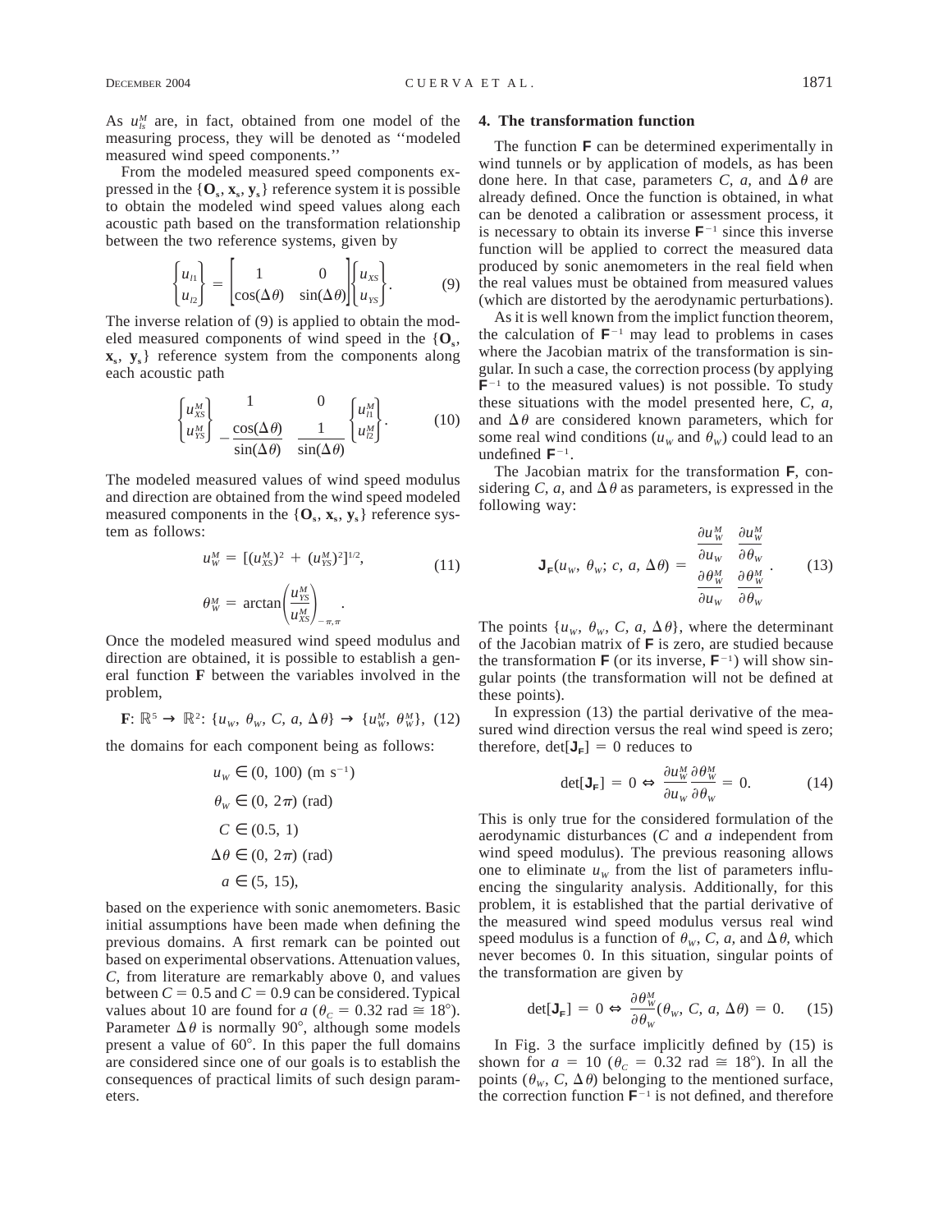As $u_{ls}^M$ are, in fact, obtained from one model of the measuring process, they will be denoted as ''modeled measured wind speed components.''

From the modeled measured speed components expressed in the $\{\mathbf{O_s}, \mathbf{x_s}, \mathbf{y_s}\}$ reference system it is possible to obtain the modeled wind speed values along each acoustic path based on the transformation relationship between the two reference systems, given by

$$\begin{Bmatrix} u_{l1} \\ u_{l2} \end{Bmatrix} = \begin{bmatrix} 1 & 0 \\ \cos(\Delta\theta) & \sin(\Delta\theta) \end{bmatrix} \begin{Bmatrix} u_{XS} \\ u_{YS} \end{Bmatrix}. \tag{9}$$

The inverse relation of (9) is applied to obtain the modeled measured components of wind speed in the $\{\mathbf{O_s}, \mathbf{x_s}, \mathbf{y_s}\}$ reference system from the components along each acoustic path

$$\begin{Bmatrix} u_{XS}^M \\ u_{YS}^M \end{Bmatrix} \begin{matrix} 1 & 0 \\ -\dfrac{\cos(\Delta\theta)}{\sin(\Delta\theta)} & \dfrac{1}{\sin(\Delta\theta)} \end{matrix} \begin{Bmatrix} u_{l1}^M \\ u_{l2}^M \end{Bmatrix}. \tag{10}$$

The modeled measured values of wind speed modulus and direction are obtained from the wind speed modeled measured components in the $\{\mathbf{O_s}, \mathbf{x_s}, \mathbf{y_s}\}$ reference system as follows:

$$u_W^M = [(u_{XS}^M)^2 + (u_{YS}^M)^2]^{1/2}, \tag{11}$$

$$\theta_W^M = \arctan\left(\frac{u_{YS}^M}{u_{XS}^M}\right)_{-\pi,\pi}.$$

Once the modeled measured wind speed modulus and direction are obtained, it is possible to establish a general function **F** between the variables involved in the problem,

$$\mathbf{F}\colon \mathbb{R}^5 \rightarrow \mathbb{R}^2\colon \{u_w, \theta_w, C, a, \Delta\theta\} \rightarrow \{u_W^M, \theta_W^M\}, \tag{12}$$

the domains for each component being as follows:

$$\begin{aligned} u_w &\in (0, 100) \text{ (m s}^{-1}\text{)} \\ \theta_w &\in (0, 2\pi) \text{ (rad)} \\ C &\in (0.5, 1) \\ \Delta\theta &\in (0, 2\pi) \text{ (rad)} \\ a &\in (5, 15), \end{aligned}$$

based on the experience with sonic anemometers. Basic initial assumptions have been made when defining the previous domains. A first remark can be pointed out based on experimental observations. Attenuation values, $C$, from literature are remarkably above 0, and values between $C = 0.5$ and $C = 0.9$ can be considered. Typical values about 10 are found for $a$ ($\theta_C = 0.32$ rad $\cong 18°$). Parameter $\Delta\theta$ is normally 90°, although some models present a value of 60°. In this paper the full domains are considered since one of our goals is to establish the consequences of practical limits of such design parameters.

## 4. The transformation function

The function **F** can be determined experimentally in wind tunnels or by application of models, as has been done here. In that case, parameters $C$, $a$, and $\Delta\theta$ are already defined. Once the function is obtained, in what can be denoted a calibration or assessment process, it is necessary to obtain its inverse $\mathbf{F}^{-1}$ since this inverse function will be applied to correct the measured data produced by sonic anemometers in the real field when the real values must be obtained from measured values (which are distorted by the aerodynamic perturbations).

As it is well known from the implict function theorem, the calculation of $\mathbf{F}^{-1}$ may lead to problems in cases where the Jacobian matrix of the transformation is singular. In such a case, the correction process (by applying $\mathbf{F}^{-1}$ to the measured values) is not possible. To study these situations with the model presented here, $C$, $a$, and $\Delta\theta$ are considered known parameters, which for some real wind conditions ($u_W$ and $\theta_W$) could lead to an undefined $\mathbf{F}^{-1}$.

The Jacobian matrix for the transformation **F**, considering $C$, $a$, and $\Delta\theta$ as parameters, is expressed in the following way:

$$\mathbf{J_F}(u_w, \theta_w; c, a, \Delta\theta) = \begin{matrix} \dfrac{\partial u_W^M}{\partial u_W} & \dfrac{\partial u_W^M}{\partial \theta_W} \\ \dfrac{\partial \theta_W^M}{\partial u_W} & \dfrac{\partial \theta_W^M}{\partial \theta_W} \end{matrix}. \tag{13}$$

The points $\{u_w, \theta_w, C, a, \Delta\theta\}$, where the determinant of the Jacobian matrix of **F** is zero, are studied because the transformation **F** (or its inverse, $\mathbf{F}^{-1}$) will show singular points (the transformation will not be defined at these points).

In expression (13) the partial derivative of the measured wind direction versus the real wind speed is zero; therefore, $\det[\mathbf{J_F}] = 0$ reduces to

$$\det[\mathbf{J_F}] = 0 \Leftrightarrow \frac{\partial u_W^M}{\partial u_W}\frac{\partial \theta_W^M}{\partial \theta_W} = 0. \tag{14}$$

This is only true for the considered formulation of the aerodynamic disturbances ($C$ and $a$ independent from wind speed modulus). The previous reasoning allows one to eliminate $u_w$ from the list of parameters influencing the singularity analysis. Additionally, for this problem, it is established that the partial derivative of the measured wind speed modulus versus real wind speed modulus is a function of $\theta_W$, $C$, $a$, and $\Delta\theta$, which never becomes 0. In this situation, singular points of the transformation are given by

$$\det[\mathbf{J_F}] = 0 \Leftrightarrow \frac{\partial \theta_W^M}{\partial \theta_W}(\theta_W, C, a, \Delta\theta) = 0. \tag{15}$$

In Fig. 3 the surface implicitly defined by (15) is shown for $a = 10$ ($\theta_C = 0.32$ rad $\cong 18°$). In all the points ($\theta_W$, $C$, $\Delta\theta$) belonging to the mentioned surface, the correction function $\mathbf{F}^{-1}$ is not defined, and therefore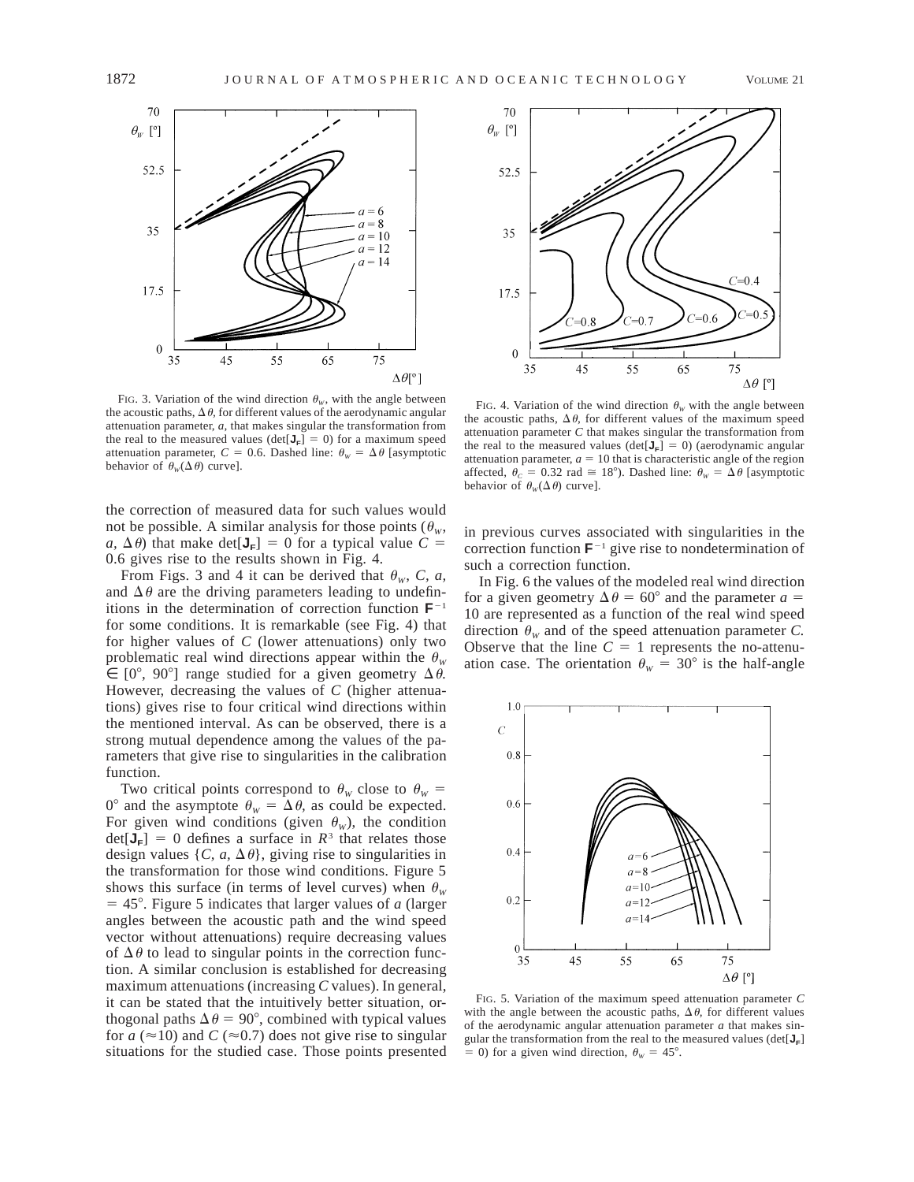FIG. 3. Variation of the wind direction $\theta_W$, with the angle between the acoustic paths, $\Delta\theta$, for different values of the aerodynamic angular attenuation parameter, $a$, that makes singular the transformation from the real to the measured values ($\det[\mathbf{J_F}] = 0$) for a maximum speed attenuation parameter, $C = 0.6$. Dashed line: $\theta_W = \Delta\theta$ [asymptotic behavior of $\theta_W(\Delta\theta)$ curve].

FIG. 4. Variation of the wind direction $\theta_W$ with the angle between the acoustic paths, $\Delta\theta$, for different values of the maximum speed attenuation parameter $C$ that makes singular the transformation from the real to the measured values ($\det[\mathbf{J_F}] = 0$) (aerodynamic angular attenuation parameter, $a = 10$ that is characteristic angle of the region affected, $\theta_C = 0.32$ rad $\cong 18°$). Dashed line: $\theta_W = \Delta\theta$ [asymptotic behavior of $\theta_W(\Delta\theta)$ curve].

the correction of measured data for such values would not be possible. A similar analysis for those points ($\theta_W$, $a$, $\Delta\theta$) that make $\det[\mathbf{J_F}] = 0$ for a typical value $C = 0.6$ gives rise to the results shown in Fig. 4.

From Figs. 3 and 4 it can be derived that $\theta_W$, $C$, $a$, and $\Delta\theta$ are the driving parameters leading to undefinitions in the determination of correction function $\mathbf{F}^{-1}$ for some conditions. It is remarkable (see Fig. 4) that for higher values of $C$ (lower attenuations) only two problematic real wind directions appear within the $\theta_W \in [0°, 90°]$ range studied for a given geometry $\Delta\theta$. However, decreasing the values of $C$ (higher attenuations) gives rise to four critical wind directions within the mentioned interval. As can be observed, there is a strong mutual dependence among the values of the parameters that give rise to singularities in the calibration function.

Two critical points correspond to $\theta_W$ close to $\theta_W = 0°$ and the asymptote $\theta_W = \Delta\theta$, as could be expected. For given wind conditions (given $\theta_W$), the condition $\det[\mathbf{J_F}] = 0$ defines a surface in $R^3$ that relates those design values $\{C, a, \Delta\theta\}$, giving rise to singularities in the transformation for those wind conditions. Figure 5 shows this surface (in terms of level curves) when $\theta_W = 45°$. Figure 5 indicates that larger values of $a$ (larger angles between the acoustic path and the wind speed vector without attenuations) require decreasing values of $\Delta\theta$ to lead to singular points in the correction function. A similar conclusion is established for decreasing maximum attenuations (increasing $C$ values). In general, it can be stated that the intuitively better situation, orthogonal paths $\Delta\theta = 90°$, combined with typical values for $a$ ($\approx$10) and $C$ ($\approx$0.7) does not give rise to singular situations for the studied case. Those points presented in previous curves associated with singularities in the correction function $\mathbf{F}^{-1}$ give rise to nondetermination of such a correction function.

In Fig. 6 the values of the modeled real wind direction for a given geometry $\Delta\theta = 60°$ and the parameter $a = 10$ are represented as a function of the real wind speed direction $\theta_W$ and of the speed attenuation parameter $C$. Observe that the line $C = 1$ represents the no-attenuation case. The orientation $\theta_W = 30°$ is the half-angle

FIG. 5. Variation of the maximum speed attenuation parameter $C$ with the angle between the acoustic paths, $\Delta\theta$, for different values of the aerodynamic angular attenuation parameter $a$ that makes singular the transformation from the real to the measured values ($\det[\mathbf{J_F}] = 0$) for a given wind direction, $\theta_W = 45°$.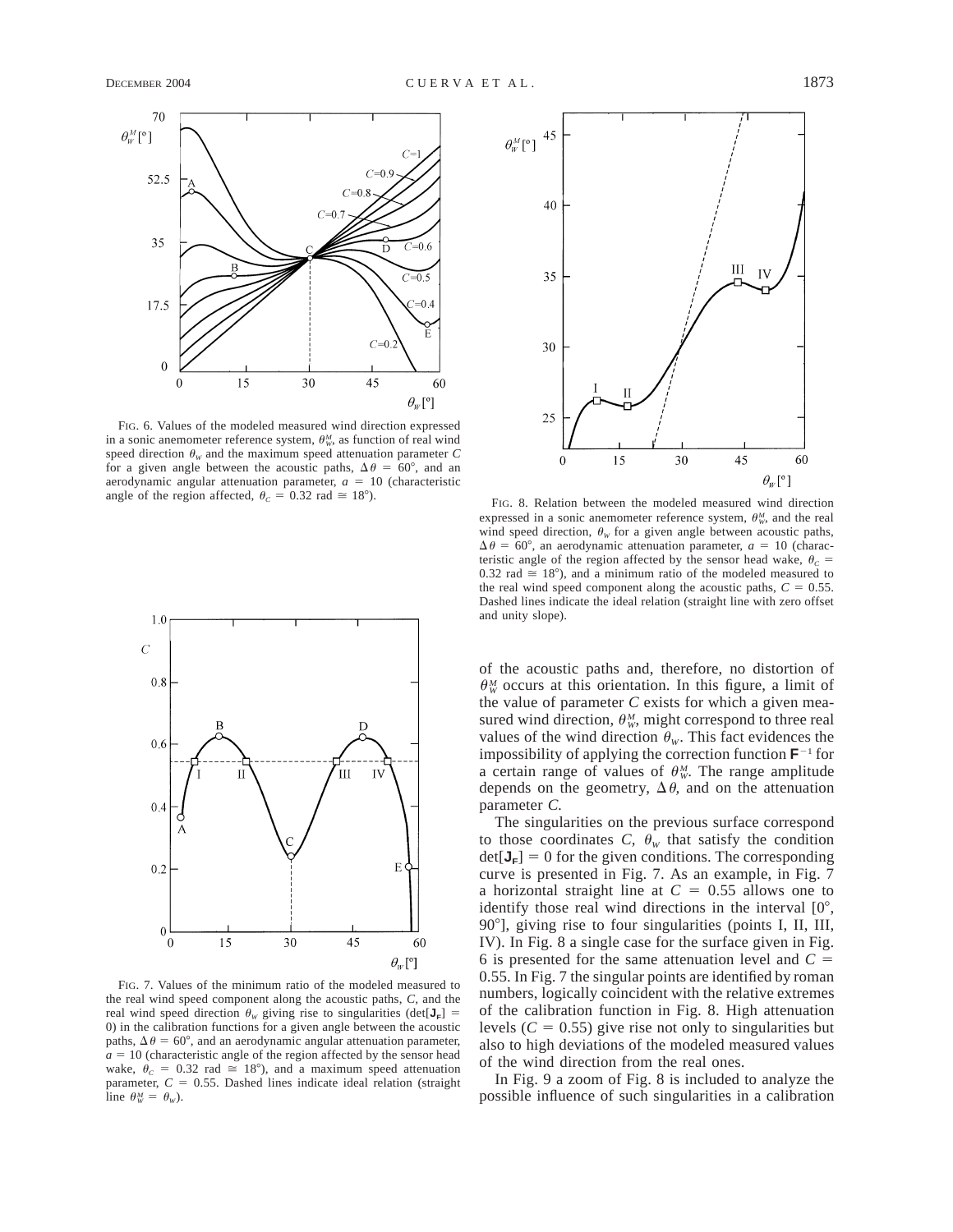FIG. 6. Values of the modeled measured wind direction expressed in a sonic anemometer reference system, $\theta_W^M$, as function of real wind speed direction $\theta_W$ and the maximum speed attenuation parameter $C$ for a given angle between the acoustic paths, $\Delta\theta = 60°$, and an aerodynamic angular attenuation parameter, $a = 10$ (characteristic angle of the region affected, $\theta_C = 0.32$ rad $\cong 18°$).

FIG. 7. Values of the minimum ratio of the modeled measured to the real wind speed component along the acoustic paths, $C$, and the real wind speed direction $\theta_W$ giving rise to singularities ($\det[\mathbf{J_F}] = 0$) in the calibration functions for a given angle between the acoustic paths, $\Delta\theta = 60°$, and an aerodynamic angular attenuation parameter, $a = 10$ (characteristic angle of the region affected by the sensor head wake, $\theta_C = 0.32$ rad $\cong 18°$), and a maximum speed attenuation parameter, $C = 0.55$. Dashed lines indicate ideal relation (straight line $\theta_W^M = \theta_W$).

FIG. 8. Relation between the modeled measured wind direction expressed in a sonic anemometer reference system, $\theta_W^M$, and the real wind speed direction, $\theta_W$ for a given angle between acoustic paths, $\Delta\theta = 60°$, an aerodynamic attenuation parameter, $a = 10$ (characteristic angle of the region affected by the sensor head wake, $\theta_C = 0.32$ rad $\cong 18°$), and a minimum ratio of the modeled measured to the real wind speed component along the acoustic paths, $C = 0.55$. Dashed lines indicate the ideal relation (straight line with zero offset and unity slope).

of the acoustic paths and, therefore, no distortion of $\theta_W^M$ occurs at this orientation. In this figure, a limit of the value of parameter $C$ exists for which a given measured wind direction, $\theta_W^M$, might correspond to three real values of the wind direction $\theta_W$. This fact evidences the impossibility of applying the correction function $\mathbf{F}^{-1}$ for a certain range of values of $\theta_W^M$. The range amplitude depends on the geometry, $\Delta\theta$, and on the attenuation parameter $C$.

The singularities on the previous surface correspond to those coordinates $C$, $\theta_W$ that satisfy the condition $\det[\mathbf{J_F}] = 0$ for the given conditions. The corresponding curve is presented in Fig. 7. As an example, in Fig. 7 a horizontal straight line at $C = 0.55$ allows one to identify those real wind directions in the interval [0°, 90°], giving rise to four singularities (points I, II, III, IV). In Fig. 8 a single case for the surface given in Fig. 6 is presented for the same attenuation level and $C = 0.55$. In Fig. 7 the singular points are identified by roman numbers, logically coincident with the relative extremes of the calibration function in Fig. 8. High attenuation levels ($C = 0.55$) give rise not only to singularities but also to high deviations of the modeled measured values of the wind direction from the real ones.

In Fig. 9 a zoom of Fig. 8 is included to analyze the possible influence of such singularities in a calibration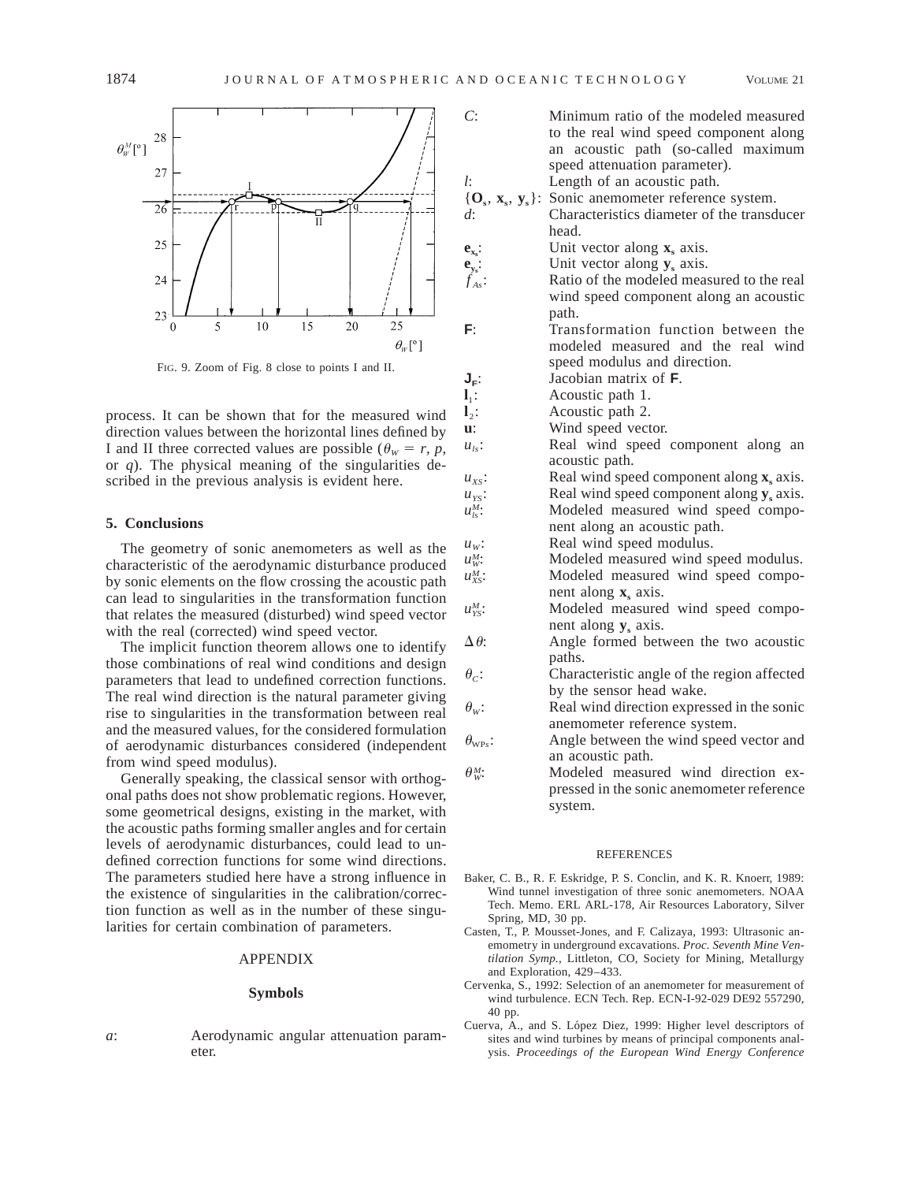FIG. 9. Zoom of Fig. 8 close to points I and II.

process. It can be shown that for the measured wind direction values between the horizontal lines defined by I and II three corrected values are possible ($\theta_W = r$, $p$, or $q$). The physical meaning of the singularities described in the previous analysis is evident here.

## 5. Conclusions

The geometry of sonic anemometers as well as the characteristic of the aerodynamic disturbance produced by sonic elements on the flow crossing the acoustic path can lead to singularities in the transformation function that relates the measured (disturbed) wind speed vector with the real (corrected) wind speed vector.

The implicit function theorem allows one to identify those combinations of real wind conditions and design parameters that lead to undefined correction functions. The real wind direction is the natural parameter giving rise to singularities in the transformation between real and the measured values, for the considered formulation of aerodynamic disturbances considered (independent from wind speed modulus).

Generally speaking, the classical sensor with orthogonal paths does not show problematic regions. However, some geometrical designs, existing in the market, with the acoustic paths forming smaller angles and for certain levels of aerodynamic disturbances, could lead to undefined correction functions for some wind directions. The parameters studied here have a strong influence in the existence of singularities in the calibration/correction function as well as in the number of these singularities for certain combination of parameters.

## APPENDIX

### Symbols

- $a$: Aerodynamic angular attenuation parameter.
- $C$: Minimum ratio of the modeled measured to the real wind speed component along an acoustic path (so-called maximum speed attenuation parameter).
- $l$: Length of an acoustic path.
- $\{\mathbf{O_s}, \mathbf{x_s}, \mathbf{y_s}\}$: Sonic anemometer reference system.
- $d$: Characteristics diameter of the transducer head.
- $\mathbf{e_{x_s}}$: Unit vector along $\mathbf{x_s}$ axis.
- $\mathbf{e_{y_s}}$: Unit vector along $\mathbf{y_s}$ axis.
- $f_{As}$: Ratio of the modeled measured to the real wind speed component along an acoustic path.
- $\mathbf{F}$: Transformation function between the modeled measured and the real wind speed modulus and direction.
- $\mathbf{J_F}$: Jacobian matrix of $\mathbf{F}$.
- $\mathbf{l}_1$: Acoustic path 1.
- $\mathbf{l}_2$: Acoustic path 2.
- $\mathbf{u}$: Wind speed vector.
- $u_{ls}$: Real wind speed component along an acoustic path.
- $u_{XS}$: Real wind speed component along $\mathbf{x_s}$ axis.
- $u_{YS}$: Real wind speed component along $\mathbf{y_s}$ axis.
- $u_{ls}^M$: Modeled measured wind speed component along an acoustic path.
- $u_W$: Real wind speed modulus.
- $u_W^M$: Modeled measured wind speed modulus.
- $u_{XS}^M$: Modeled measured wind speed component along $\mathbf{x_s}$ axis.
- $u_{YS}^M$: Modeled measured wind speed component along $\mathbf{y_s}$ axis.
- $\Delta\theta$: Angle formed between the two acoustic paths.
- $\theta_C$: Characteristic angle of the region affected by the sensor head wake.
- $\theta_W$: Real wind direction expressed in the sonic anemometer reference system.
- $\theta_{WPs}$: Angle between the wind speed vector and an acoustic path.
- $\theta_W^M$: Modeled measured wind direction expressed in the sonic anemometer reference system.

## REFERENCES

Baker, C. B., R. F. Eskridge, P. S. Conclin, and K. R. Knoerr, 1989: Wind tunnel investigation of three sonic anemometers. NOAA Tech. Memo. ERL ARL-178, Air Resources Laboratory, Silver Spring, MD, 30 pp.

Casten, T., P. Mousset-Jones, and F. Calizaya, 1993: Ultrasonic anemometry in underground excavations. *Proc. Seventh Mine Ventilation Symp.*, Littleton, CO, Society for Mining, Metallurgy and Exploration, 429–433.

Cervenka, S., 1992: Selection of an anemometer for measurement of wind turbulence. ECN Tech. Rep. ECN-I-92-029 DE92 557290, 40 pp.

Cuerva, A., and S. López Diez, 1999: Higher level descriptors of sites and wind turbines by means of principal components analysis. *Proceedings of the European Wind Energy Conference*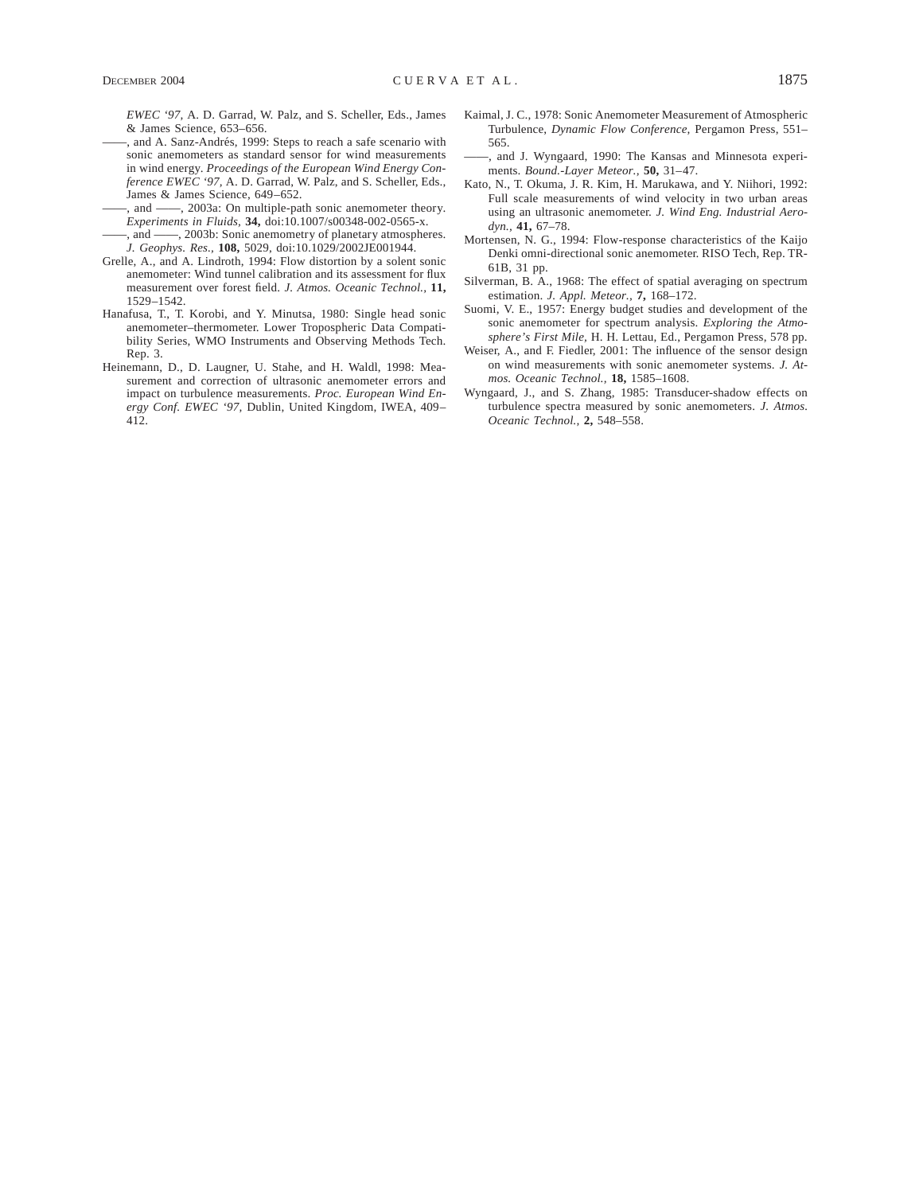*EWEC '97*, A. D. Garrad, W. Palz, and S. Scheller, Eds., James & James Science, 653–656.

——, and A. Sanz-Andrés, 1999: Steps to reach a safe scenario with sonic anemometers as standard sensor for wind measurements in wind energy. *Proceedings of the European Wind Energy Conference EWEC '97*, A. D. Garrad, W. Palz, and S. Scheller, Eds., James & James Science, 649–652.

——, and ——, 2003a: On multiple-path sonic anemometer theory. *Experiments in Fluids,* **34,** doi:10.1007/s00348-002-0565-x.

——, and ——, 2003b: Sonic anemometry of planetary atmospheres. *J. Geophys. Res.,* **108,** 5029, doi:10.1029/2002JE001944.

Grelle, A., and A. Lindroth, 1994: Flow distortion by a solent sonic anemometer: Wind tunnel calibration and its assessment for flux measurement over forest field. *J. Atmos. Oceanic Technol.,* **11,** 1529–1542.

Hanafusa, T., T. Korobi, and Y. Minutsa, 1980: Single head sonic anemometer–thermometer. Lower Tropospheric Data Compatibility Series, WMO Instruments and Observing Methods Tech. Rep. 3.

Heinemann, D., D. Laugner, U. Stahe, and H. Waldl, 1998: Measurement and correction of ultrasonic anemometer errors and impact on turbulence measurements. *Proc. European Wind Energy Conf. EWEC '97*, Dublin, United Kingdom, IWEA, 409–412.

Kaimal, J. C., 1978: Sonic Anemometer Measurement of Atmospheric Turbulence, *Dynamic Flow Conference*, Pergamon Press, 551–565.

——, and J. Wyngaard, 1990: The Kansas and Minnesota experiments. *Bound.-Layer Meteor.,* **50,** 31–47.

Kato, N., T. Okuma, J. R. Kim, H. Marukawa, and Y. Niihori, 1992: Full scale measurements of wind velocity in two urban areas using an ultrasonic anemometer. *J. Wind Eng. Industrial Aerodyn.,* **41,** 67–78.

Mortensen, N. G., 1994: Flow-response characteristics of the Kaijo Denki omni-directional sonic anemometer. RISO Tech, Rep. TR-61B, 31 pp.

Silverman, B. A., 1968: The effect of spatial averaging on spectrum estimation. *J. Appl. Meteor.,* **7,** 168–172.

Suomi, V. E., 1957: Energy budget studies and development of the sonic anemometer for spectrum analysis. *Exploring the Atmosphere's First Mile*, H. H. Lettau, Ed., Pergamon Press, 578 pp.

Weiser, A., and F. Fiedler, 2001: The influence of the sensor design on wind measurements with sonic anemometer systems. *J. Atmos. Oceanic Technol.,* **18,** 1585–1608.

Wyngaard, J., and S. Zhang, 1985: Transducer-shadow effects on turbulence spectra measured by sonic anemometers. *J. Atmos. Oceanic Technol.,* **2,** 548–558.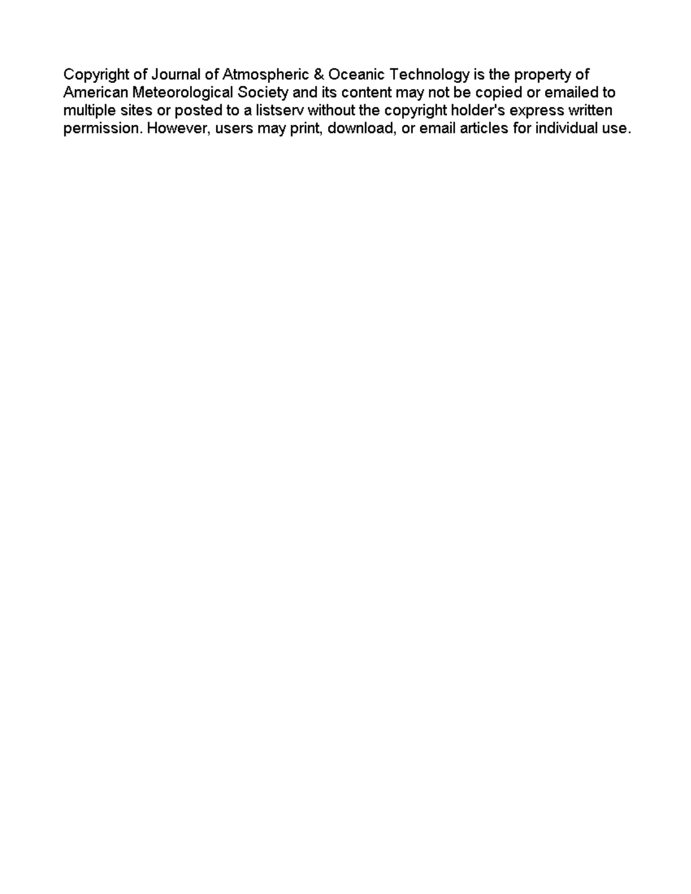Copyright of Journal of Atmospheric & Oceanic Technology is the property of American Meteorological Society and its content may not be copied or emailed to multiple sites or posted to a listserv without the copyright holder's express written permission. However, users may print, download, or email articles for individual use.